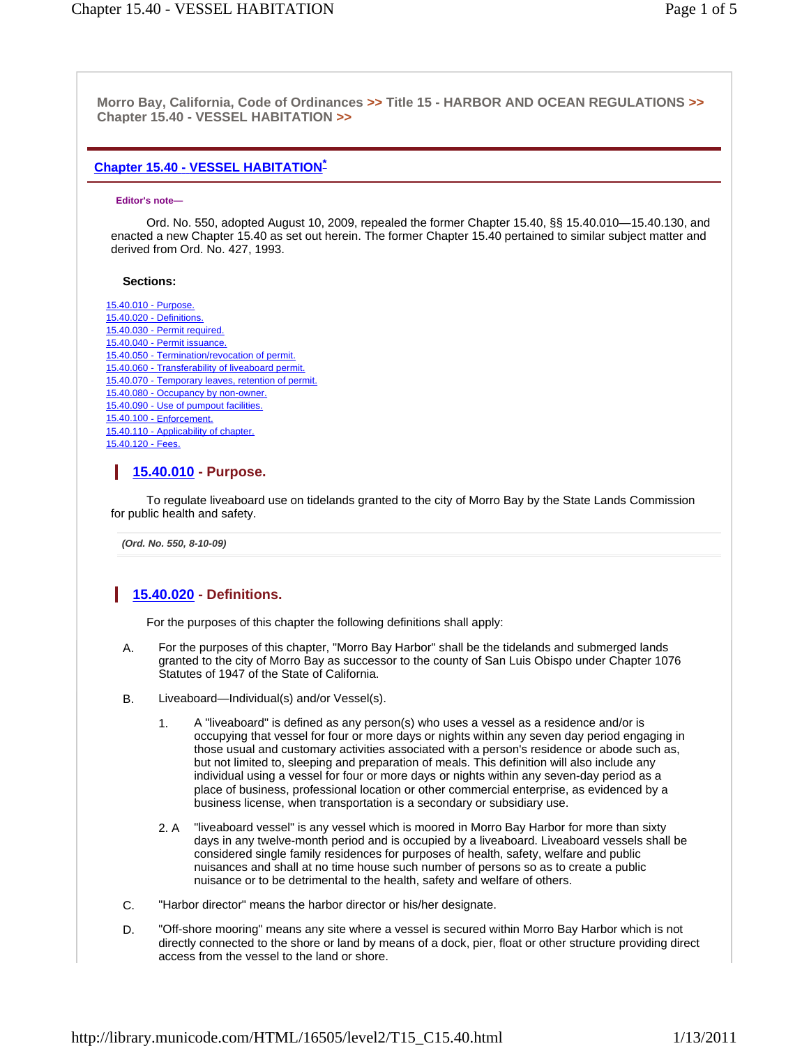Morro Bay, California, Code of Ordinances >> Title 15 - HARBOR AND OCEAN REGULATIONS >> Chapter 15.40 - VESSEL HABITATION >>

# Chapter 15.40 - VESSEL HABITATION*

**Editor's note—**

Ord. No. 550, adopted August 10, 2009, repealed the former Chapter 15.40, §§ 15.40.010—15.40.130, and enacted a new Chapter 15.40 as set out herein. The former Chapter 15.40 pertained to similar subject matter and derived from Ord. No. 427, 1993.

**Sections:**

15.40.010 - Purpose.
15.40.020 - Definitions.
15.40.030 - Permit required.
15.40.040 - Permit issuance.
15.40.050 - Termination/revocation of permit.
15.40.060 - Transferability of liveaboard permit.
15.40.070 - Temporary leaves, retention of permit.
15.40.080 - Occupancy by non-owner.
15.40.090 - Use of pumpout facilities.
15.40.100 - Enforcement.
15.40.110 - Applicability of chapter.
15.40.120 - Fees.

## 15.40.010 - Purpose.

To regulate liveaboard use on tidelands granted to the city of Morro Bay by the State Lands Commission for public health and safety.

*(Ord. No. 550, 8-10-09)*

## 15.40.020 - Definitions.

For the purposes of this chapter the following definitions shall apply:

A. For the purposes of this chapter, "Morro Bay Harbor" shall be the tidelands and submerged lands granted to the city of Morro Bay as successor to the county of San Luis Obispo under Chapter 1076 Statutes of 1947 of the State of California.

B. Liveaboard—Individual(s) and/or Vessel(s).

   1. A "liveaboard" is defined as any person(s) who uses a vessel as a residence and/or is occupying that vessel for four or more days or nights within any seven day period engaging in those usual and customary activities associated with a person's residence or abode such as, but not limited to, sleeping and preparation of meals. This definition will also include any individual using a vessel for four or more days or nights within any seven-day period as a place of business, professional location or other commercial enterprise, as evidenced by a business license, when transportation is a secondary or subsidiary use.

   2. A "liveaboard vessel" is any vessel which is moored in Morro Bay Harbor for more than sixty days in any twelve-month period and is occupied by a liveaboard. Liveaboard vessels shall be considered single family residences for purposes of health, safety, welfare and public nuisances and shall at no time house such number of persons so as to create a public nuisance or to be detrimental to the health, safety and welfare of others.

C. "Harbor director" means the harbor director or his/her designate.

D. "Off-shore mooring" means any site where a vessel is secured within Morro Bay Harbor which is not directly connected to the shore or land by means of a dock, pier, float or other structure providing direct access from the vessel to the land or shore.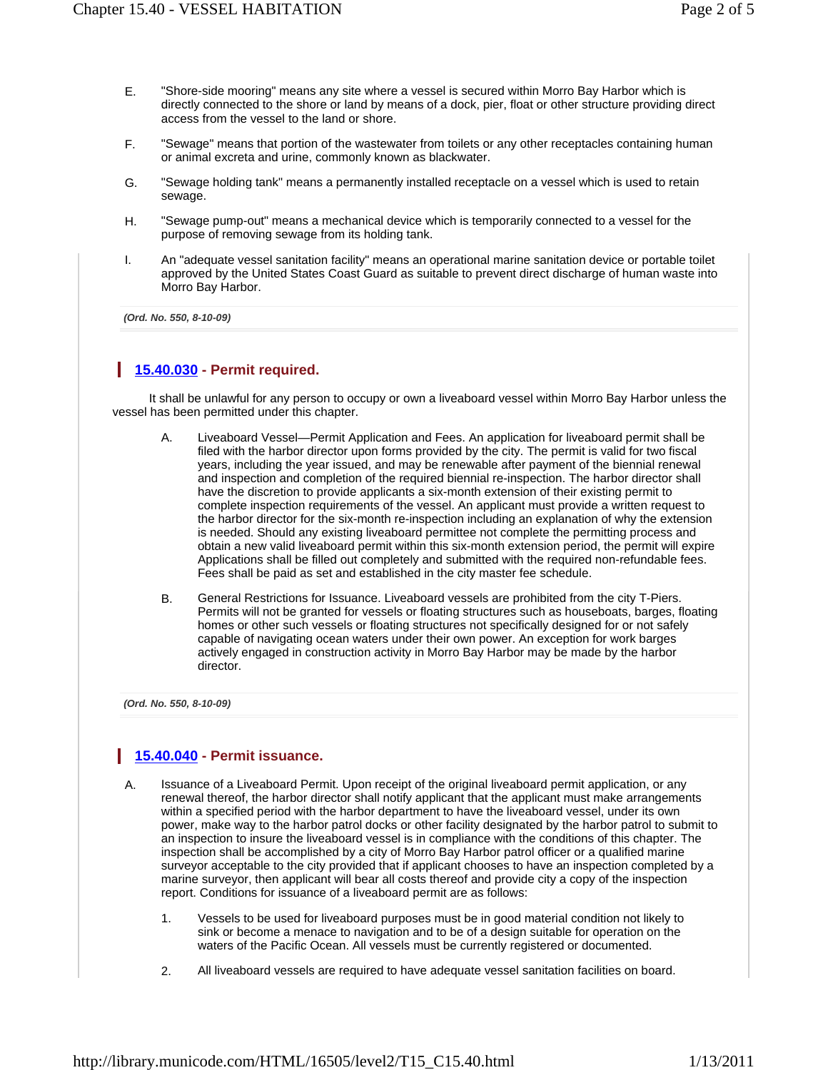E. "Shore-side mooring" means any site where a vessel is secured within Morro Bay Harbor which is directly connected to the shore or land by means of a dock, pier, float or other structure providing direct access from the vessel to the land or shore.

F. "Sewage" means that portion of the wastewater from toilets or any other receptacles containing human or animal excreta and urine, commonly known as blackwater.

G. "Sewage holding tank" means a permanently installed receptacle on a vessel which is used to retain sewage.

H. "Sewage pump-out" means a mechanical device which is temporarily connected to a vessel for the purpose of removing sewage from its holding tank.

I. An "adequate vessel sanitation facility" means an operational marine sanitation device or portable toilet approved by the United States Coast Guard as suitable to prevent direct discharge of human waste into Morro Bay Harbor.

*(Ord. No. 550, 8-10-09)*

## 15.40.030 - Permit required.

It shall be unlawful for any person to occupy or own a liveaboard vessel within Morro Bay Harbor unless the vessel has been permitted under this chapter.

A. Liveaboard Vessel—Permit Application and Fees. An application for liveaboard permit shall be filed with the harbor director upon forms provided by the city. The permit is valid for two fiscal years, including the year issued, and may be renewable after payment of the biennial renewal and inspection and completion of the required biennial re-inspection. The harbor director shall have the discretion to provide applicants a six-month extension of their existing permit to complete inspection requirements of the vessel. An applicant must provide a written request to the harbor director for the six-month re-inspection including an explanation of why the extension is needed. Should any existing liveaboard permittee not complete the permitting process and obtain a new valid liveaboard permit within this six-month extension period, the permit will expire Applications shall be filled out completely and submitted with the required non-refundable fees. Fees shall be paid as set and established in the city master fee schedule.

B. General Restrictions for Issuance. Liveaboard vessels are prohibited from the city T-Piers. Permits will not be granted for vessels or floating structures such as houseboats, barges, floating homes or other such vessels or floating structures not specifically designed for or not safely capable of navigating ocean waters under their own power. An exception for work barges actively engaged in construction activity in Morro Bay Harbor may be made by the harbor director.

*(Ord. No. 550, 8-10-09)*

## 15.40.040 - Permit issuance.

A. Issuance of a Liveaboard Permit. Upon receipt of the original liveaboard permit application, or any renewal thereof, the harbor director shall notify applicant that the applicant must make arrangements within a specified period with the harbor department to have the liveaboard vessel, under its own power, make way to the harbor patrol docks or other facility designated by the harbor patrol to submit to an inspection to insure the liveaboard vessel is in compliance with the conditions of this chapter. The inspection shall be accomplished by a city of Morro Bay Harbor patrol officer or a qualified marine surveyor acceptable to the city provided that if applicant chooses to have an inspection completed by a marine surveyor, then applicant will bear all costs thereof and provide city a copy of the inspection report. Conditions for issuance of a liveaboard permit are as follows:

1. Vessels to be used for liveaboard purposes must be in good material condition not likely to sink or become a menace to navigation and to be of a design suitable for operation on the waters of the Pacific Ocean. All vessels must be currently registered or documented.

2. All liveaboard vessels are required to have adequate vessel sanitation facilities on board.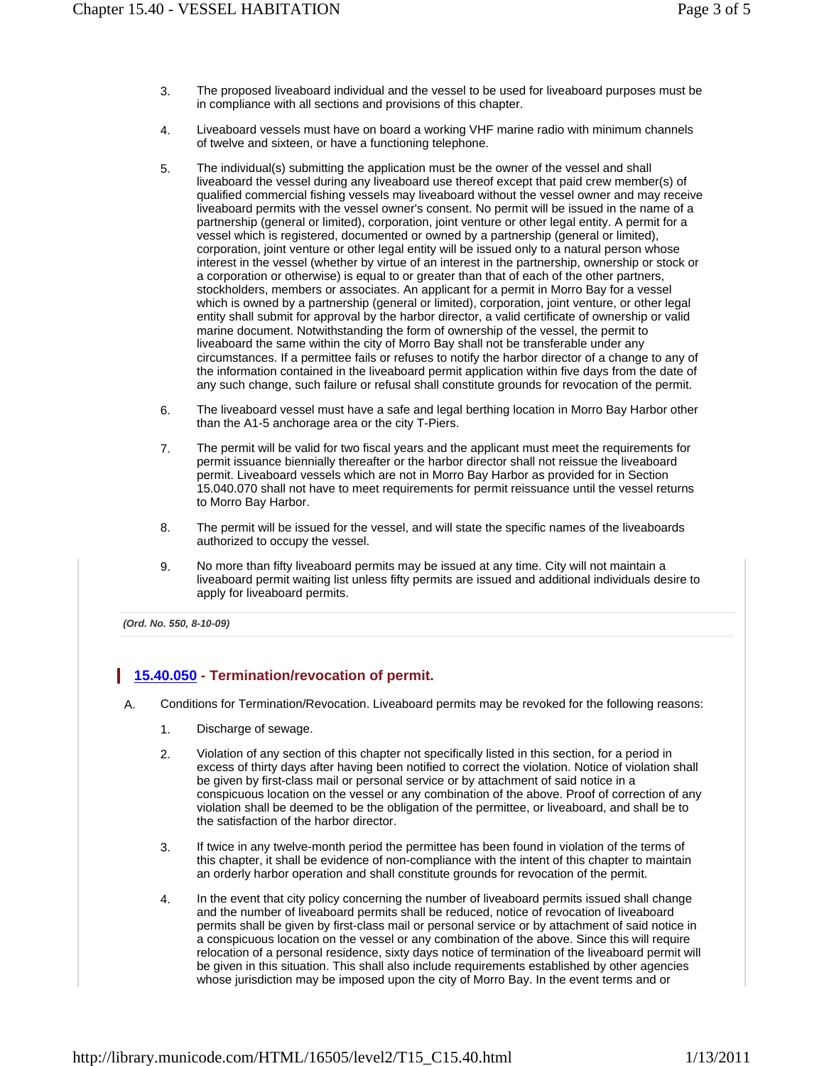3. The proposed liveaboard individual and the vessel to be used for liveaboard purposes must be in compliance with all sections and provisions of this chapter.

4. Liveaboard vessels must have on board a working VHF marine radio with minimum channels of twelve and sixteen, or have a functioning telephone.

5. The individual(s) submitting the application must be the owner of the vessel and shall liveaboard the vessel during any liveaboard use thereof except that paid crew member(s) of qualified commercial fishing vessels may liveaboard without the vessel owner and may receive liveaboard permits with the vessel owner's consent. No permit will be issued in the name of a partnership (general or limited), corporation, joint venture or other legal entity. A permit for a vessel which is registered, documented or owned by a partnership (general or limited), corporation, joint venture or other legal entity will be issued only to a natural person whose interest in the vessel (whether by virtue of an interest in the partnership, ownership or stock or a corporation or otherwise) is equal to or greater than that of each of the other partners, stockholders, members or associates. An applicant for a permit in Morro Bay for a vessel which is owned by a partnership (general or limited), corporation, joint venture, or other legal entity shall submit for approval by the harbor director, a valid certificate of ownership or valid marine document. Notwithstanding the form of ownership of the vessel, the permit to liveaboard the same within the city of Morro Bay shall not be transferable under any circumstances. If a permittee fails or refuses to notify the harbor director of a change to any of the information contained in the liveaboard permit application within five days from the date of any such change, such failure or refusal shall constitute grounds for revocation of the permit.

6. The liveaboard vessel must have a safe and legal berthing location in Morro Bay Harbor other than the A1-5 anchorage area or the city T-Piers.

7. The permit will be valid for two fiscal years and the applicant must meet the requirements for permit issuance biennially thereafter or the harbor director shall not reissue the liveaboard permit. Liveaboard vessels which are not in Morro Bay Harbor as provided for in Section 15.040.070 shall not have to meet requirements for permit reissuance until the vessel returns to Morro Bay Harbor.

8. The permit will be issued for the vessel, and will state the specific names of the liveaboards authorized to occupy the vessel.

9. No more than fifty liveaboard permits may be issued at any time. City will not maintain a liveaboard permit waiting list unless fifty permits are issued and additional individuals desire to apply for liveaboard permits.

***(Ord. No. 550, 8-10-09)***

## 15.40.050 - Termination/revocation of permit.

A. Conditions for Termination/Revocation. Liveaboard permits may be revoked for the following reasons:

1. Discharge of sewage.

2. Violation of any section of this chapter not specifically listed in this section, for a period in excess of thirty days after having been notified to correct the violation. Notice of violation shall be given by first-class mail or personal service or by attachment of said notice in a conspicuous location on the vessel or any combination of the above. Proof of correction of any violation shall be deemed to be the obligation of the permittee, or liveaboard, and shall be to the satisfaction of the harbor director.

3. If twice in any twelve-month period the permittee has been found in violation of the terms of this chapter, it shall be evidence of non-compliance with the intent of this chapter to maintain an orderly harbor operation and shall constitute grounds for revocation of the permit.

4. In the event that city policy concerning the number of liveaboard permits issued shall change and the number of liveaboard permits shall be reduced, notice of revocation of liveaboard permits shall be given by first-class mail or personal service or by attachment of said notice in a conspicuous location on the vessel or any combination of the above. Since this will require relocation of a personal residence, sixty days notice of termination of the liveaboard permit will be given in this situation. This shall also include requirements established by other agencies whose jurisdiction may be imposed upon the city of Morro Bay. In the event terms and or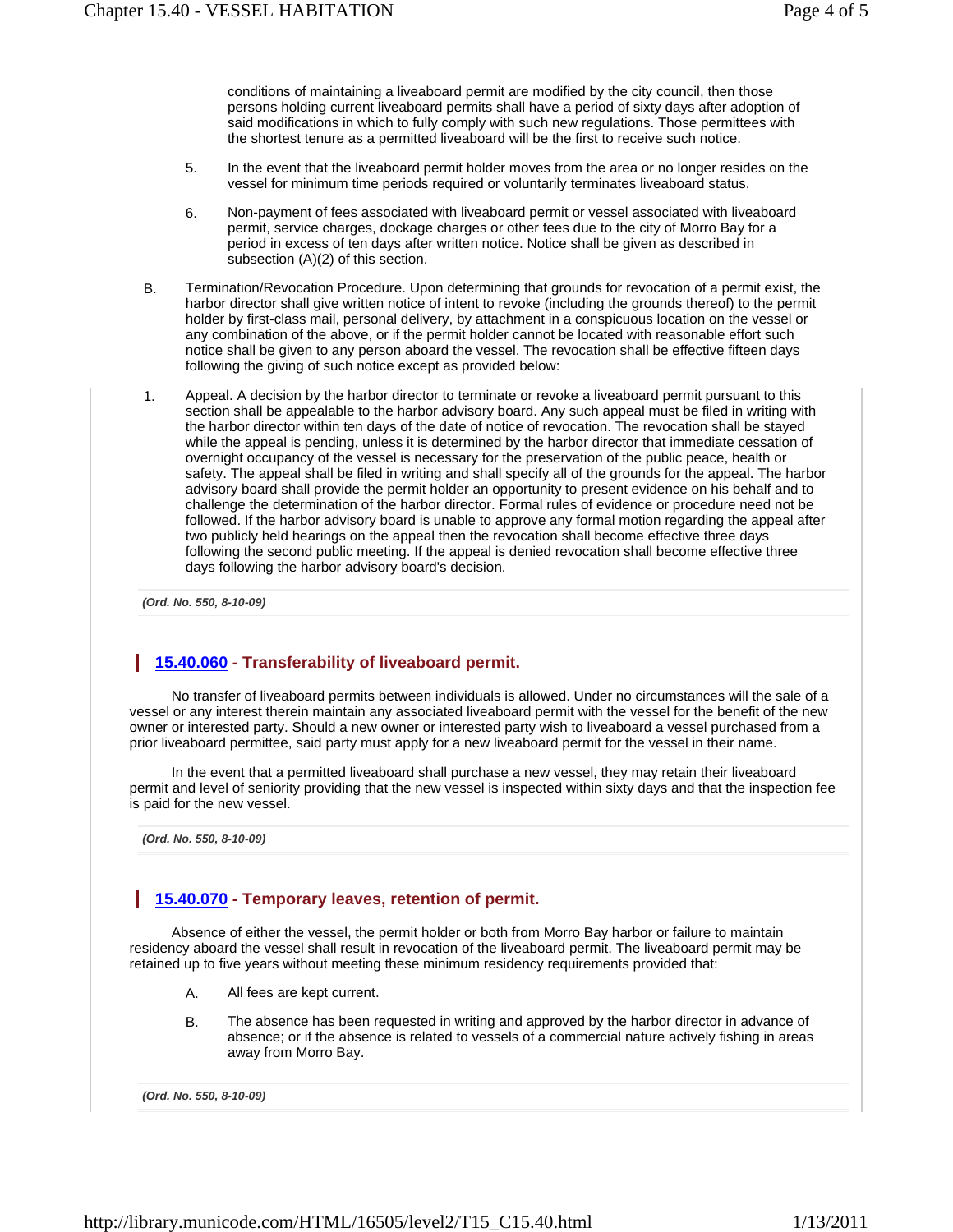conditions of maintaining a liveaboard permit are modified by the city council, then those persons holding current liveaboard permits shall have a period of sixty days after adoption of said modifications in which to fully comply with such new regulations. Those permittees with the shortest tenure as a permitted liveaboard will be the first to receive such notice.

5. In the event that the liveaboard permit holder moves from the area or no longer resides on the vessel for minimum time periods required or voluntarily terminates liveaboard status.

6. Non-payment of fees associated with liveaboard permit or vessel associated with liveaboard permit, service charges, dockage charges or other fees due to the city of Morro Bay for a period in excess of ten days after written notice. Notice shall be given as described in subsection (A)(2) of this section.

B. Termination/Revocation Procedure. Upon determining that grounds for revocation of a permit exist, the harbor director shall give written notice of intent to revoke (including the grounds thereof) to the permit holder by first-class mail, personal delivery, by attachment in a conspicuous location on the vessel or any combination of the above, or if the permit holder cannot be located with reasonable effort such notice shall be given to any person aboard the vessel. The revocation shall be effective fifteen days following the giving of such notice except as provided below:

1. Appeal. A decision by the harbor director to terminate or revoke a liveaboard permit pursuant to this section shall be appealable to the harbor advisory board. Any such appeal must be filed in writing with the harbor director within ten days of the date of notice of revocation. The revocation shall be stayed while the appeal is pending, unless it is determined by the harbor director that immediate cessation of overnight occupancy of the vessel is necessary for the preservation of the public peace, health or safety. The appeal shall be filed in writing and shall specify all of the grounds for the appeal. The harbor advisory board shall provide the permit holder an opportunity to present evidence on his behalf and to challenge the determination of the harbor director. Formal rules of evidence or procedure need not be followed. If the harbor advisory board is unable to approve any formal motion regarding the appeal after two publicly held hearings on the appeal then the revocation shall become effective three days following the second public meeting. If the appeal is denied revocation shall become effective three days following the harbor advisory board's decision.

*(Ord. No. 550, 8-10-09)*

## 15.40.060 - Transferability of liveaboard permit.

No transfer of liveaboard permits between individuals is allowed. Under no circumstances will the sale of a vessel or any interest therein maintain any associated liveaboard permit with the vessel for the benefit of the new owner or interested party. Should a new owner or interested party wish to liveaboard a vessel purchased from a prior liveaboard permittee, said party must apply for a new liveaboard permit for the vessel in their name.

In the event that a permitted liveaboard shall purchase a new vessel, they may retain their liveaboard permit and level of seniority providing that the new vessel is inspected within sixty days and that the inspection fee is paid for the new vessel.

*(Ord. No. 550, 8-10-09)*

## 15.40.070 - Temporary leaves, retention of permit.

Absence of either the vessel, the permit holder or both from Morro Bay harbor or failure to maintain residency aboard the vessel shall result in revocation of the liveaboard permit. The liveaboard permit may be retained up to five years without meeting these minimum residency requirements provided that:

A. All fees are kept current.

B. The absence has been requested in writing and approved by the harbor director in advance of absence; or if the absence is related to vessels of a commercial nature actively fishing in areas away from Morro Bay.

*(Ord. No. 550, 8-10-09)*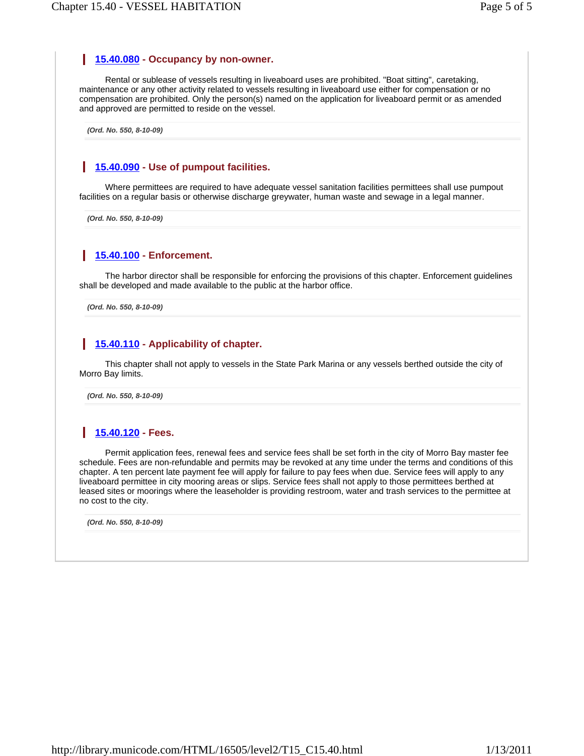### 15.40.080 - Occupancy by non-owner.

Rental or sublease of vessels resulting in liveaboard uses are prohibited. "Boat sitting", caretaking, maintenance or any other activity related to vessels resulting in liveaboard use either for compensation or no compensation are prohibited. Only the person(s) named on the application for liveaboard permit or as amended and approved are permitted to reside on the vessel.

*(Ord. No. 550, 8-10-09)*

### 15.40.090 - Use of pumpout facilities.

Where permittees are required to have adequate vessel sanitation facilities permittees shall use pumpout facilities on a regular basis or otherwise discharge greywater, human waste and sewage in a legal manner.

*(Ord. No. 550, 8-10-09)*

### 15.40.100 - Enforcement.

The harbor director shall be responsible for enforcing the provisions of this chapter. Enforcement guidelines shall be developed and made available to the public at the harbor office.

*(Ord. No. 550, 8-10-09)*

### 15.40.110 - Applicability of chapter.

This chapter shall not apply to vessels in the State Park Marina or any vessels berthed outside the city of Morro Bay limits.

*(Ord. No. 550, 8-10-09)*

### 15.40.120 - Fees.

Permit application fees, renewal fees and service fees shall be set forth in the city of Morro Bay master fee schedule. Fees are non-refundable and permits may be revoked at any time under the terms and conditions of this chapter. A ten percent late payment fee will apply for failure to pay fees when due. Service fees will apply to any liveaboard permittee in city mooring areas or slips. Service fees shall not apply to those permittees berthed at leased sites or moorings where the leaseholder is providing restroom, water and trash services to the permittee at no cost to the city.

*(Ord. No. 550, 8-10-09)*